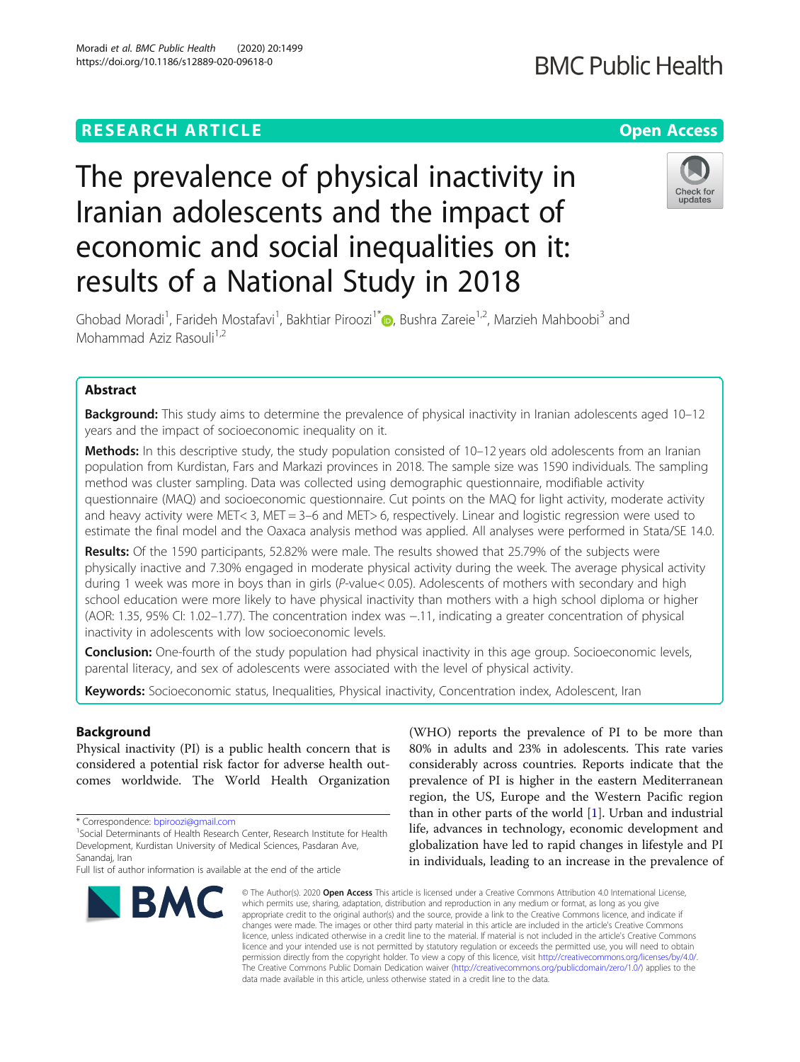RESEARCH ARTICLE

Open Access

# The prevalence of physical inactivity in Iranian adolescents and the impact of economic and social inequalities on it: results of a National Study in 2018

Ghobad Moradi[1], Farideh Mostafavi[1], Bakhtiar Piroozi[1*], Bushra Zareie[1,2], Marzieh Mahboobi[3] and Mohammad Aziz Rasouli[1,2]

## Abstract

**Background:** This study aims to determine the prevalence of physical inactivity in Iranian adolescents aged 10–12 years and the impact of socioeconomic inequality on it.

**Methods:** In this descriptive study, the study population consisted of 10–12 years old adolescents from an Iranian population from Kurdistan, Fars and Markazi provinces in 2018. The sample size was 1590 individuals. The sampling method was cluster sampling. Data was collected using demographic questionnaire, modifiable activity questionnaire (MAQ) and socioeconomic questionnaire. Cut points on the MAQ for light activity, moderate activity and heavy activity were MET< 3, MET = 3–6 and MET> 6, respectively. Linear and logistic regression were used to estimate the final model and the Oaxaca analysis method was applied. All analyses were performed in Stata/SE 14.0.

**Results:** Of the 1590 participants, 52.82% were male. The results showed that 25.79% of the subjects were physically inactive and 7.30% engaged in moderate physical activity during the week. The average physical activity during 1 week was more in boys than in girls (*P*-value< 0.05). Adolescents of mothers with secondary and high school education were more likely to have physical inactivity than mothers with a high school diploma or higher (AOR: 1.35, 95% CI: 1.02–1.77). The concentration index was −.11, indicating a greater concentration of physical inactivity in adolescents with low socioeconomic levels.

**Conclusion:** One-fourth of the study population had physical inactivity in this age group. Socioeconomic levels, parental literacy, and sex of adolescents were associated with the level of physical activity.

**Keywords:** Socioeconomic status, Inequalities, Physical inactivity, Concentration index, Adolescent, Iran

## Background

Physical inactivity (PI) is a public health concern that is considered a potential risk factor for adverse health outcomes worldwide. The World Health Organization (WHO) reports the prevalence of PI to be more than 80% in adults and 23% in adolescents. This rate varies considerably across countries. Reports indicate that the prevalence of PI is higher in the eastern Mediterranean region, the US, Europe and the Western Pacific region than in other parts of the world [1]. Urban and industrial life, advances in technology, economic development and globalization have led to rapid changes in lifestyle and PI in individuals, leading to an increase in the prevalence of

\* Correspondence: bpiroozi@gmail.com

[1] Social Determinants of Health Research Center, Research Institute for Health Development, Kurdistan University of Medical Sciences, Pasdaran Ave, Sanandaj, Iran

Full list of author information is available at the end of the article

© The Author(s). 2020 **Open Access** This article is licensed under a Creative Commons Attribution 4.0 International License, which permits use, sharing, adaptation, distribution and reproduction in any medium or format, as long as you give appropriate credit to the original author(s) and the source, provide a link to the Creative Commons licence, and indicate if changes were made. The images or other third party material in this article are included in the article's Creative Commons licence, unless indicated otherwise in a credit line to the material. If material is not included in the article's Creative Commons licence and your intended use is not permitted by statutory regulation or exceeds the permitted use, you will need to obtain permission directly from the copyright holder. To view a copy of this licence, visit http://creativecommons.org/licenses/by/4.0/. The Creative Commons Public Domain Dedication waiver (http://creativecommons.org/publicdomain/zero/1.0/) applies to the data made available in this article, unless otherwise stated in a credit line to the data.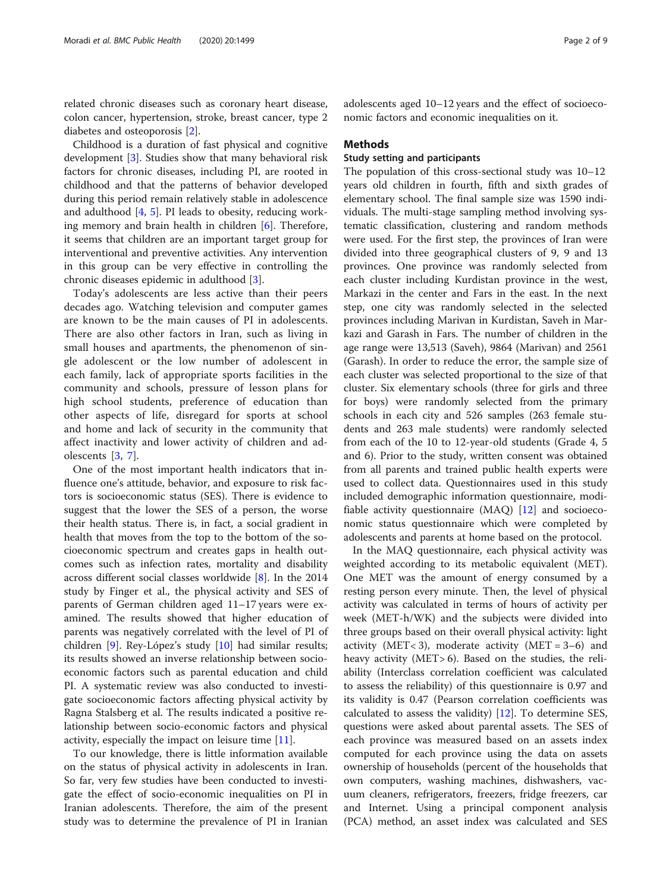related chronic diseases such as coronary heart disease, colon cancer, hypertension, stroke, breast cancer, type 2 diabetes and osteoporosis [2].

Childhood is a duration of fast physical and cognitive development [3]. Studies show that many behavioral risk factors for chronic diseases, including PI, are rooted in childhood and that the patterns of behavior developed during this period remain relatively stable in adolescence and adulthood [4, 5]. PI leads to obesity, reducing working memory and brain health in children [6]. Therefore, it seems that children are an important target group for interventional and preventive activities. Any intervention in this group can be very effective in controlling the chronic diseases epidemic in adulthood [3].

Today's adolescents are less active than their peers decades ago. Watching television and computer games are known to be the main causes of PI in adolescents. There are also other factors in Iran, such as living in small houses and apartments, the phenomenon of single adolescent or the low number of adolescent in each family, lack of appropriate sports facilities in the community and schools, pressure of lesson plans for high school students, preference of education than other aspects of life, disregard for sports at school and home and lack of security in the community that affect inactivity and lower activity of children and adolescents [3, 7].

One of the most important health indicators that influence one's attitude, behavior, and exposure to risk factors is socioeconomic status (SES). There is evidence to suggest that the lower the SES of a person, the worse their health status. There is, in fact, a social gradient in health that moves from the top to the bottom of the socioeconomic spectrum and creates gaps in health outcomes such as infection rates, mortality and disability across different social classes worldwide [8]. In the 2014 study by Finger et al., the physical activity and SES of parents of German children aged 11–17 years were examined. The results showed that higher education of parents was negatively correlated with the level of PI of children [9]. Rey-López's study [10] had similar results; its results showed an inverse relationship between socioeconomic factors such as parental education and child PI. A systematic review was also conducted to investigate socioeconomic factors affecting physical activity by Ragna Stalsberg et al. The results indicated a positive relationship between socio-economic factors and physical activity, especially the impact on leisure time [11].

To our knowledge, there is little information available on the status of physical activity in adolescents in Iran. So far, very few studies have been conducted to investigate the effect of socio-economic inequalities on PI in Iranian adolescents. Therefore, the aim of the present study was to determine the prevalence of PI in Iranian adolescents aged 10–12 years and the effect of socioeconomic factors and economic inequalities on it.

## Methods

### Study setting and participants

The population of this cross-sectional study was 10–12 years old children in fourth, fifth and sixth grades of elementary school. The final sample size was 1590 individuals. The multi-stage sampling method involving systematic classification, clustering and random methods were used. For the first step, the provinces of Iran were divided into three geographical clusters of 9, 9 and 13 provinces. One province was randomly selected from each cluster including Kurdistan province in the west, Markazi in the center and Fars in the east. In the next step, one city was randomly selected in the selected provinces including Marivan in Kurdistan, Saveh in Markazi and Garash in Fars. The number of children in the age range were 13,513 (Saveh), 9864 (Marivan) and 2561 (Garash). In order to reduce the error, the sample size of each cluster was selected proportional to the size of that cluster. Six elementary schools (three for girls and three for boys) were randomly selected from the primary schools in each city and 526 samples (263 female students and 263 male students) were randomly selected from each of the 10 to 12-year-old students (Grade 4, 5 and 6). Prior to the study, written consent was obtained from all parents and trained public health experts were used to collect data. Questionnaires used in this study included demographic information questionnaire, modifiable activity questionnaire (MAQ) [12] and socioeconomic status questionnaire which were completed by adolescents and parents at home based on the protocol.

In the MAQ questionnaire, each physical activity was weighted according to its metabolic equivalent (MET). One MET was the amount of energy consumed by a resting person every minute. Then, the level of physical activity was calculated in terms of hours of activity per week (MET-h/WK) and the subjects were divided into three groups based on their overall physical activity: light activity (MET< 3), moderate activity (MET = 3–6) and heavy activity (MET> 6). Based on the studies, the reliability (Interclass correlation coefficient was calculated to assess the reliability) of this questionnaire is 0.97 and its validity is 0.47 (Pearson correlation coefficients was calculated to assess the validity) [12]. To determine SES, questions were asked about parental assets. The SES of each province was measured based on an assets index computed for each province using the data on assets ownership of households (percent of the households that own computers, washing machines, dishwashers, vacuum cleaners, refrigerators, freezers, fridge freezers, car and Internet. Using a principal component analysis (PCA) method, an asset index was calculated and SES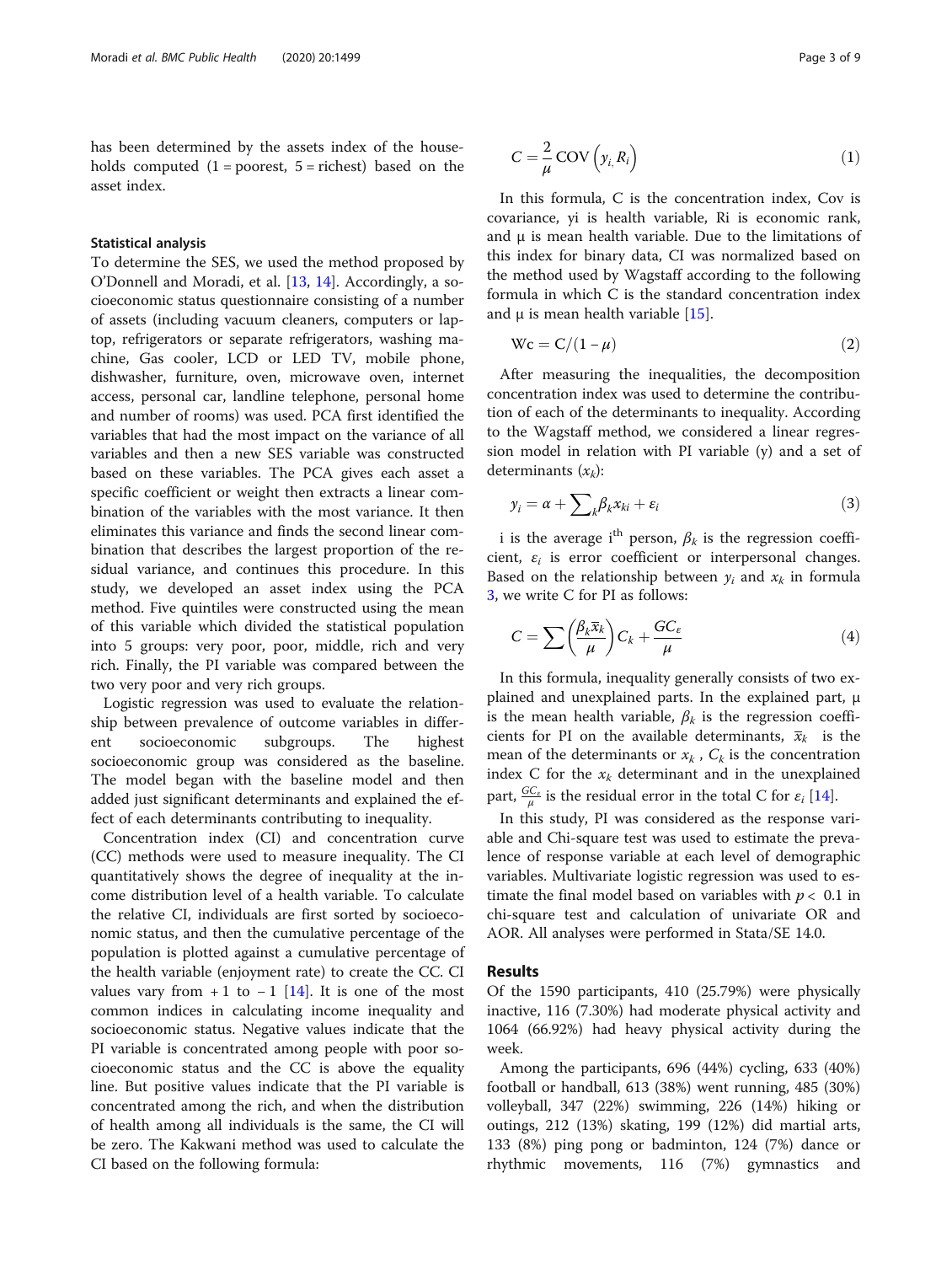has been determined by the assets index of the households computed (1 = poorest, 5 = richest) based on the asset index.

### Statistical analysis

To determine the SES, we used the method proposed by O'Donnell and Moradi, et al. [13, 14]. Accordingly, a socioeconomic status questionnaire consisting of a number of assets (including vacuum cleaners, computers or laptop, refrigerators or separate refrigerators, washing machine, Gas cooler, LCD or LED TV, mobile phone, dishwasher, furniture, oven, microwave oven, internet access, personal car, landline telephone, personal home and number of rooms) was used. PCA first identified the variables that had the most impact on the variance of all variables and then a new SES variable was constructed based on these variables. The PCA gives each asset a specific coefficient or weight then extracts a linear combination of the variables with the most variance. It then eliminates this variance and finds the second linear combination that describes the largest proportion of the residual variance, and continues this procedure. In this study, we developed an asset index using the PCA method. Five quintiles were constructed using the mean of this variable which divided the statistical population into 5 groups: very poor, poor, middle, rich and very rich. Finally, the PI variable was compared between the two very poor and very rich groups.

Logistic regression was used to evaluate the relationship between prevalence of outcome variables in different socioeconomic subgroups. The highest socioeconomic group was considered as the baseline. The model began with the baseline model and then added just significant determinants and explained the effect of each determinants contributing to inequality.

Concentration index (CI) and concentration curve (CC) methods were used to measure inequality. The CI quantitatively shows the degree of inequality at the income distribution level of a health variable. To calculate the relative CI, individuals are first sorted by socioeconomic status, and then the cumulative percentage of the population is plotted against a cumulative percentage of the health variable (enjoyment rate) to create the CC. CI values vary from + 1 to − 1 [14]. It is one of the most common indices in calculating income inequality and socioeconomic status. Negative values indicate that the PI variable is concentrated among people with poor socioeconomic status and the CC is above the equality line. But positive values indicate that the PI variable is concentrated among the rich, and when the distribution of health among all individuals is the same, the CI will be zero. The Kakwani method was used to calculate the CI based on the following formula:

$$C = \frac{2}{\mu} \mathrm{COV}\left(y_{i,} R_i\right) \tag{1}$$

In this formula, C is the concentration index, Cov is covariance, yi is health variable, Ri is economic rank, and μ is mean health variable. Due to the limitations of this index for binary data, CI was normalized based on the method used by Wagstaff according to the following formula in which C is the standard concentration index and μ is mean health variable [15].

$$\mathrm{Wc} = \mathrm{C}/(1-\mu) \tag{2}$$

After measuring the inequalities, the decomposition concentration index was used to determine the contribution of each of the determinants to inequality. According to the Wagstaff method, we considered a linear regression model in relation with PI variable (y) and a set of determinants ($x_k$):

$$y_i = \alpha + \sum\nolimits_k \beta_k x_{ki} + \varepsilon_i \tag{3}$$

i is the average i[th] person, $\beta_k$ is the regression coefficient, $\varepsilon_i$ is error coefficient or interpersonal changes. Based on the relationship between $y_i$ and $x_k$ in formula 3, we write C for PI as follows:

$$C = \sum \left(\frac{\beta_k \overline{x}_k}{\mu}\right) C_k + \frac{GC_\varepsilon}{\mu} \tag{4}$$

In this formula, inequality generally consists of two explained and unexplained parts. In the explained part, μ is the mean health variable, $\beta_k$ is the regression coefficients for PI on the available determinants, $\overline{x}_k$ is the mean of the determinants or $x_k$, $C_k$ is the concentration index C for the $x_k$ determinant and in the unexplained part, $\frac{GC_\varepsilon}{\mu}$ is the residual error in the total C for $\varepsilon_i$ [14].

In this study, PI was considered as the response variable and Chi-square test was used to estimate the prevalence of response variable at each level of demographic variables. Multivariate logistic regression was used to estimate the final model based on variables with $p < 0.1$ in chi-square test and calculation of univariate OR and AOR. All analyses were performed in Stata/SE 14.0.

## Results

Of the 1590 participants, 410 (25.79%) were physically inactive, 116 (7.30%) had moderate physical activity and 1064 (66.92%) had heavy physical activity during the week.

Among the participants, 696 (44%) cycling, 633 (40%) football or handball, 613 (38%) went running, 485 (30%) volleyball, 347 (22%) swimming, 226 (14%) hiking or outings, 212 (13%) skating, 199 (12%) did martial arts, 133 (8%) ping pong or badminton, 124 (7%) dance or rhythmic movements, 116 (7%) gymnastics and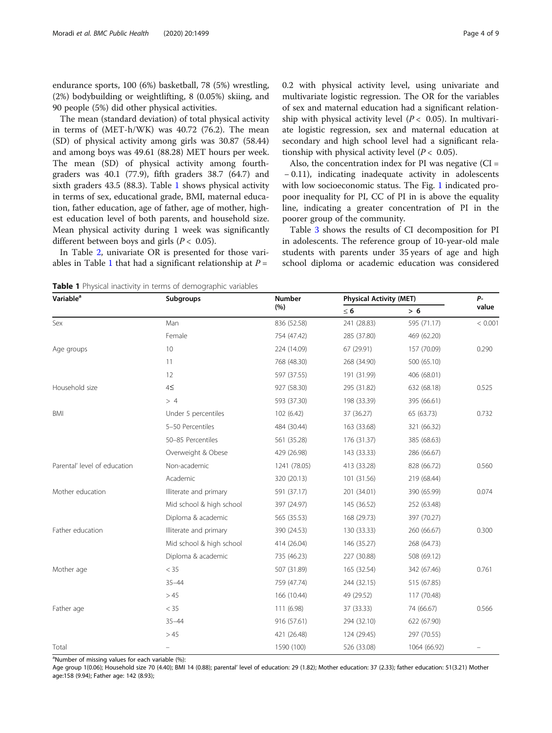endurance sports, 100 (6%) basketball, 78 (5%) wrestling, (2%) bodybuilding or weightlifting, 8 (0.05%) skiing, and 90 people (5%) did other physical activities.

The mean (standard deviation) of total physical activity in terms of (MET-h/WK) was 40.72 (76.2). The mean (SD) of physical activity among girls was 30.87 (58.44) and among boys was 49.61 (88.28) MET hours per week. The mean (SD) of physical activity among fourth-graders was 40.1 (77.9), fifth graders 38.7 (64.7) and sixth graders 43.5 (88.3). Table 1 shows physical activity in terms of sex, educational grade, BMI, maternal education, father education, age of father, age of mother, highest education level of both parents, and household size. Mean physical activity during 1 week was significantly different between boys and girls ($P < 0.05$).

In Table 2, univariate OR is presented for those variables in Table 1 that had a significant relationship at $P = 0.2$ with physical activity level, using univariate and multivariate logistic regression. The OR for the variables of sex and maternal education had a significant relationship with physical activity level ($P < 0.05$). In multivariate logistic regression, sex and maternal education at secondary and high school level had a significant relationship with physical activity level ($P < 0.05$).

Also, the concentration index for PI was negative (CI = − 0.11), indicating inadequate activity in adolescents with low socioeconomic status. The Fig. 1 indicated pro-poor inequality for PI, CC of PI in is above the equality line, indicating a greater concentration of PI in the poorer group of the community.

Table 3 shows the results of CI decomposition for PI in adolescents. The reference group of 10-year-old male students with parents under 35 years of age and high school diploma or academic education was considered

**Table 1** Physical inactivity in terms of demographic variables

| Variable[a] | Subgroups | Number (%) | Physical Activity (MET) | | P-value |
|---|---|---|---|---|---|
| | | | ≤ 6 | > 6 | |
| Sex | Man | 836 (52.58) | 241 (28.83) | 595 (71.17) | < 0.001 |
| | Female | 754 (47.42) | 285 (37.80) | 469 (62.20) | |
| Age groups | 10 | 224 (14.09) | 67 (29.91) | 157 (70.09) | 0.290 |
| | 11 | 768 (48.30) | 268 (34.90) | 500 (65.10) | |
| | 12 | 597 (37.55) | 191 (31.99) | 406 (68.01) | |
| Household size | 4≤ | 927 (58.30) | 295 (31.82) | 632 (68.18) | 0.525 |
| | > 4 | 593 (37.30) | 198 (33.39) | 395 (66.61) | |
| BMI | Under 5 percentiles | 102 (6.42) | 37 (36.27) | 65 (63.73) | 0.732 |
| | 5–50 Percentiles | 484 (30.44) | 163 (33.68) | 321 (66.32) | |
| | 50–85 Percentiles | 561 (35.28) | 176 (31.37) | 385 (68.63) | |
| | Overweight & Obese | 429 (26.98) | 143 (33.33) | 286 (66.67) | |
| Parental' level of education | Non-academic | 1241 (78.05) | 413 (33.28) | 828 (66.72) | 0.560 |
| | Academic | 320 (20.13) | 101 (31.56) | 219 (68.44) | |
| Mother education | Illiterate and primary | 591 (37.17) | 201 (34.01) | 390 (65.99) | 0.074 |
| | Mid school & high school | 397 (24.97) | 145 (36.52) | 252 (63.48) | |
| | Diploma & academic | 565 (35.53) | 168 (29.73) | 397 (70.27) | |
| Father education | Illiterate and primary | 390 (24.53) | 130 (33.33) | 260 (66.67) | 0.300 |
| | Mid school & high school | 414 (26.04) | 146 (35.27) | 268 (64.73) | |
| | Diploma & academic | 735 (46.23) | 227 (30.88) | 508 (69.12) | |
| Mother age | < 35 | 507 (31.89) | 165 (32.54) | 342 (67.46) | 0.761 |
| | 35–44 | 759 (47.74) | 244 (32.15) | 515 (67.85) | |
| | > 45 | 166 (10.44) | 49 (29.52) | 117 (70.48) | |
| Father age | < 35 | 111 (6.98) | 37 (33.33) | 74 (66.67) | 0.566 |
| | 35–44 | 916 (57.61) | 294 (32.10) | 622 (67.90) | |
| | > 45 | 421 (26.48) | 124 (29.45) | 297 (70.55) | |
| Total | – | 1590 (100) | 526 (33.08) | 1064 (66.92) | – |

[a]Number of missing values for each variable (%):
Age group 1(0.06); Household size 70 (4.40); BMI 14 (0.88); parental' level of education: 29 (1.82); Mother education: 37 (2.33); father education: 51(3.21) Mother age:158 (9.94); Father age: 142 (8.93);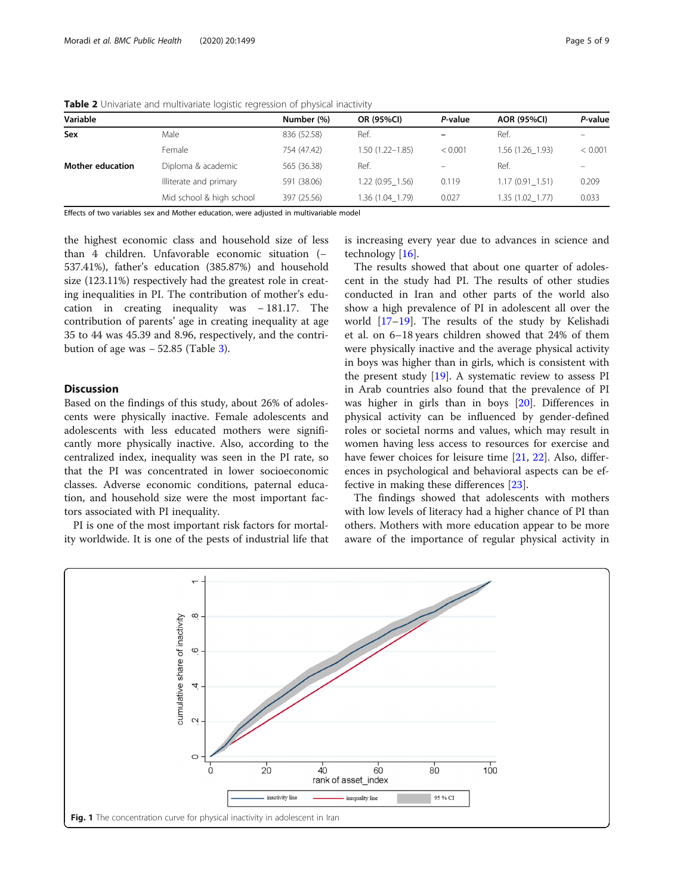**Table 2** Univariate and multivariate logistic regression of physical inactivity

| Variable | | Number (%) | OR (95%CI) | *P*-value | AOR (95%CI) | *P*-value |
|---|---|---|---|---|---|---|
| **Sex** | Male | 836 (52.58) | Ref. | – | Ref. | – |
| | Female | 754 (47.42) | 1.50 (1.22–1.85) | < 0.001 | 1.56 (1.26_1.93) | < 0.001 |
| **Mother education** | Diploma & academic | 565 (36.38) | Ref. | – | Ref. | – |
| | Illiterate and primary | 591 (38.06) | 1.22 (0.95_1.56) | 0.119 | 1.17 (0.91_1.51) | 0.209 |
| | Mid school & high school | 397 (25.56) | 1.36 (1.04_1.79) | 0.027 | 1.35 (1.02_1.77) | 0.033 |

Effects of two variables sex and Mother education, were adjusted in multivariable model

the highest economic class and household size of less than 4 children. Unfavorable economic situation (−537.41%), father's education (385.87%) and household size (123.11%) respectively had the greatest role in creating inequalities in PI. The contribution of mother's education in creating inequality was −181.17. The contribution of parents' age in creating inequality at age 35 to 44 was 45.39 and 8.96, respectively, and the contribution of age was −52.85 (Table 3).

## Discussion

Based on the findings of this study, about 26% of adolescents were physically inactive. Female adolescents and adolescents with less educated mothers were significantly more physically inactive. Also, according to the centralized index, inequality was seen in the PI rate, so that the PI was concentrated in lower socioeconomic classes. Adverse economic conditions, paternal education, and household size were the most important factors associated with PI inequality.

PI is one of the most important risk factors for mortality worldwide. It is one of the pests of industrial life that is increasing every year due to advances in science and technology [16].

The results showed that about one quarter of adolescent in the study had PI. The results of other studies conducted in Iran and other parts of the world also show a high prevalence of PI in adolescent all over the world [17–19]. The results of the study by Kelishadi et al. on 6–18 years children showed that 24% of them were physically inactive and the average physical activity in boys was higher than in girls, which is consistent with the present study [19]. A systematic review to assess PI in Arab countries also found that the prevalence of PI was higher in girls than in boys [20]. Differences in physical activity can be influenced by gender-defined roles or societal norms and values, which may result in women having less access to resources for exercise and have fewer choices for leisure time [21, 22]. Also, differences in psychological and behavioral aspects can be effective in making these differences [23].

The findings showed that adolescents with mothers with low levels of literacy had a higher chance of PI than others. Mothers with more education appear to be more aware of the importance of regular physical activity in

**Fig. 1** The concentration curve for physical inactivity in adolescent in Iran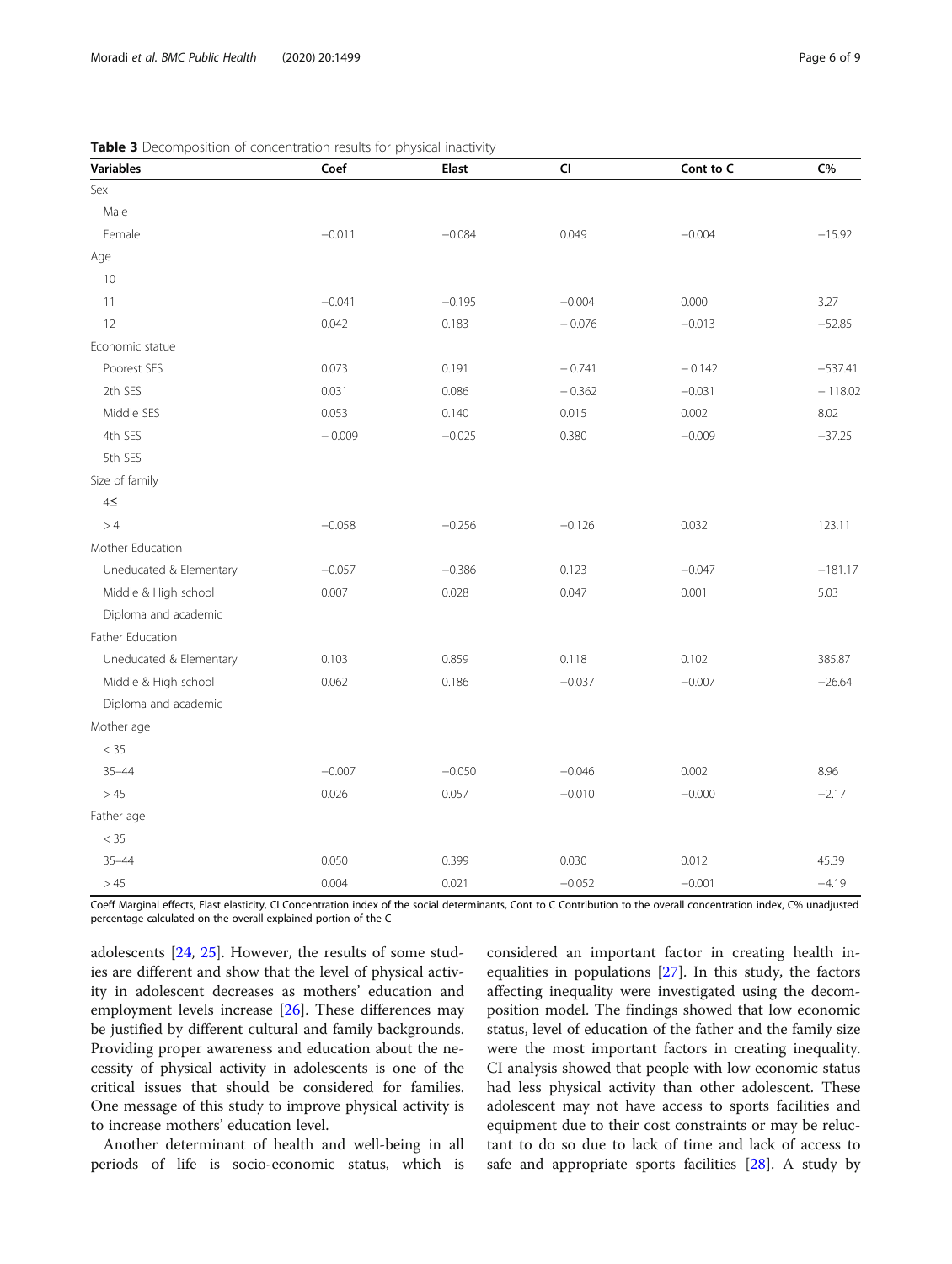**Table 3** Decomposition of concentration results for physical inactivity

| Variables | Coef | Elast | CI | Cont to C | C% |
|---|---|---|---|---|---|
| Sex | | | | | |
| Male | | | | | |
| Female | −0.011 | −0.084 | 0.049 | −0.004 | −15.92 |
| Age | | | | | |
| 10 | | | | | |
| 11 | −0.041 | −0.195 | −0.004 | 0.000 | 3.27 |
| 12 | 0.042 | 0.183 | − 0.076 | −0.013 | −52.85 |
| Economic statue | | | | | |
| Poorest SES | 0.073 | 0.191 | − 0.741 | − 0.142 | −537.41 |
| 2th SES | 0.031 | 0.086 | − 0.362 | −0.031 | − 118.02 |
| Middle SES | 0.053 | 0.140 | 0.015 | 0.002 | 8.02 |
| 4th SES | − 0.009 | −0.025 | 0.380 | −0.009 | −37.25 |
| 5th SES | | | | | |
| Size of family | | | | | |
| 4≤ | | | | | |
| > 4 | −0.058 | −0.256 | −0.126 | 0.032 | 123.11 |
| Mother Education | | | | | |
| Uneducated & Elementary | −0.057 | −0.386 | 0.123 | −0.047 | −181.17 |
| Middle & High school | 0.007 | 0.028 | 0.047 | 0.001 | 5.03 |
| Diploma and academic | | | | | |
| Father Education | | | | | |
| Uneducated & Elementary | 0.103 | 0.859 | 0.118 | 0.102 | 385.87 |
| Middle & High school | 0.062 | 0.186 | −0.037 | −0.007 | −26.64 |
| Diploma and academic | | | | | |
| Mother age | | | | | |
| < 35 | | | | | |
| 35–44 | −0.007 | −0.050 | −0.046 | 0.002 | 8.96 |
| > 45 | 0.026 | 0.057 | −0.010 | −0.000 | −2.17 |
| Father age | | | | | |
| < 35 | | | | | |
| 35–44 | 0.050 | 0.399 | 0.030 | 0.012 | 45.39 |
| > 45 | 0.004 | 0.021 | −0.052 | −0.001 | −4.19 |

Coeff Marginal effects, Elast elasticity, CI Concentration index of the social determinants, Cont to C Contribution to the overall concentration index, C% unadjusted percentage calculated on the overall explained portion of the C

adolescents [24, 25]. However, the results of some studies are different and show that the level of physical activity in adolescent decreases as mothers' education and employment levels increase [26]. These differences may be justified by different cultural and family backgrounds. Providing proper awareness and education about the necessity of physical activity in adolescents is one of the critical issues that should be considered for families. One message of this study to improve physical activity is to increase mothers' education level.

Another determinant of health and well-being in all periods of life is socio-economic status, which is considered an important factor in creating health inequalities in populations [27]. In this study, the factors affecting inequality were investigated using the decomposition model. The findings showed that low economic status, level of education of the father and the family size were the most important factors in creating inequality. CI analysis showed that people with low economic status had less physical activity than other adolescent. These adolescent may not have access to sports facilities and equipment due to their cost constraints or may be reluctant to do so due to lack of time and lack of access to safe and appropriate sports facilities [28]. A study by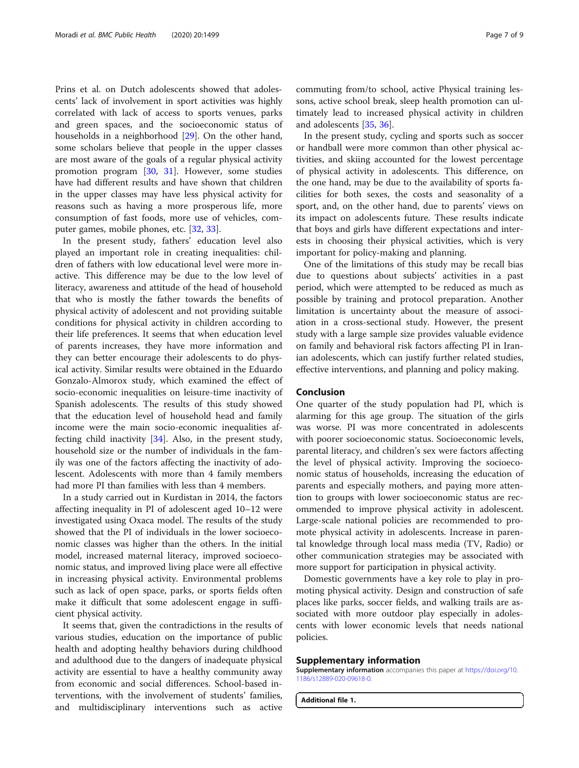Prins et al. on Dutch adolescents showed that adolescents' lack of involvement in sport activities was highly correlated with lack of access to sports venues, parks and green spaces, and the socioeconomic status of households in a neighborhood [29]. On the other hand, some scholars believe that people in the upper classes are most aware of the goals of a regular physical activity promotion program [30, 31]. However, some studies have had different results and have shown that children in the upper classes may have less physical activity for reasons such as having a more prosperous life, more consumption of fast foods, more use of vehicles, computer games, mobile phones, etc. [32, 33].

In the present study, fathers' education level also played an important role in creating inequalities: children of fathers with low educational level were more inactive. This difference may be due to the low level of literacy, awareness and attitude of the head of household that who is mostly the father towards the benefits of physical activity of adolescent and not providing suitable conditions for physical activity in children according to their life preferences. It seems that when education level of parents increases, they have more information and they can better encourage their adolescents to do physical activity. Similar results were obtained in the Eduardo Gonzalo-Almorox study, which examined the effect of socio-economic inequalities on leisure-time inactivity of Spanish adolescents. The results of this study showed that the education level of household head and family income were the main socio-economic inequalities affecting child inactivity [34]. Also, in the present study, household size or the number of individuals in the family was one of the factors affecting the inactivity of adolescent. Adolescents with more than 4 family members had more PI than families with less than 4 members.

In a study carried out in Kurdistan in 2014, the factors affecting inequality in PI of adolescent aged 10–12 were investigated using Oxaca model. The results of the study showed that the PI of individuals in the lower socioeconomic classes was higher than the others. In the initial model, increased maternal literacy, improved socioeconomic status, and improved living place were all effective in increasing physical activity. Environmental problems such as lack of open space, parks, or sports fields often make it difficult that some adolescent engage in sufficient physical activity.

It seems that, given the contradictions in the results of various studies, education on the importance of public health and adopting healthy behaviors during childhood and adulthood due to the dangers of inadequate physical activity are essential to have a healthy community away from economic and social differences. School-based interventions, with the involvement of students' families, and multidisciplinary interventions such as active commuting from/to school, active Physical training lessons, active school break, sleep health promotion can ultimately lead to increased physical activity in children and adolescents [35, 36].

In the present study, cycling and sports such as soccer or handball were more common than other physical activities, and skiing accounted for the lowest percentage of physical activity in adolescents. This difference, on the one hand, may be due to the availability of sports facilities for both sexes, the costs and seasonality of a sport, and, on the other hand, due to parents' views on its impact on adolescents future. These results indicate that boys and girls have different expectations and interests in choosing their physical activities, which is very important for policy-making and planning.

One of the limitations of this study may be recall bias due to questions about subjects' activities in a past period, which were attempted to be reduced as much as possible by training and protocol preparation. Another limitation is uncertainty about the measure of association in a cross-sectional study. However, the present study with a large sample size provides valuable evidence on family and behavioral risk factors affecting PI in Iranian adolescents, which can justify further related studies, effective interventions, and planning and policy making.

## Conclusion

One quarter of the study population had PI, which is alarming for this age group. The situation of the girls was worse. PI was more concentrated in adolescents with poorer socioeconomic status. Socioeconomic levels, parental literacy, and children's sex were factors affecting the level of physical activity. Improving the socioeconomic status of households, increasing the education of parents and especially mothers, and paying more attention to groups with lower socioeconomic status are recommended to improve physical activity in adolescent. Large-scale national policies are recommended to promote physical activity in adolescents. Increase in parental knowledge through local mass media (TV, Radio) or other communication strategies may be associated with more support for participation in physical activity.

Domestic governments have a key role to play in promoting physical activity. Design and construction of safe places like parks, soccer fields, and walking trails are associated with more outdoor play especially in adolescents with lower economic levels that needs national policies.

## Supplementary information

**Supplementary information** accompanies this paper at https://doi.org/10.1186/s12889-020-09618-0.

**Additional file 1.**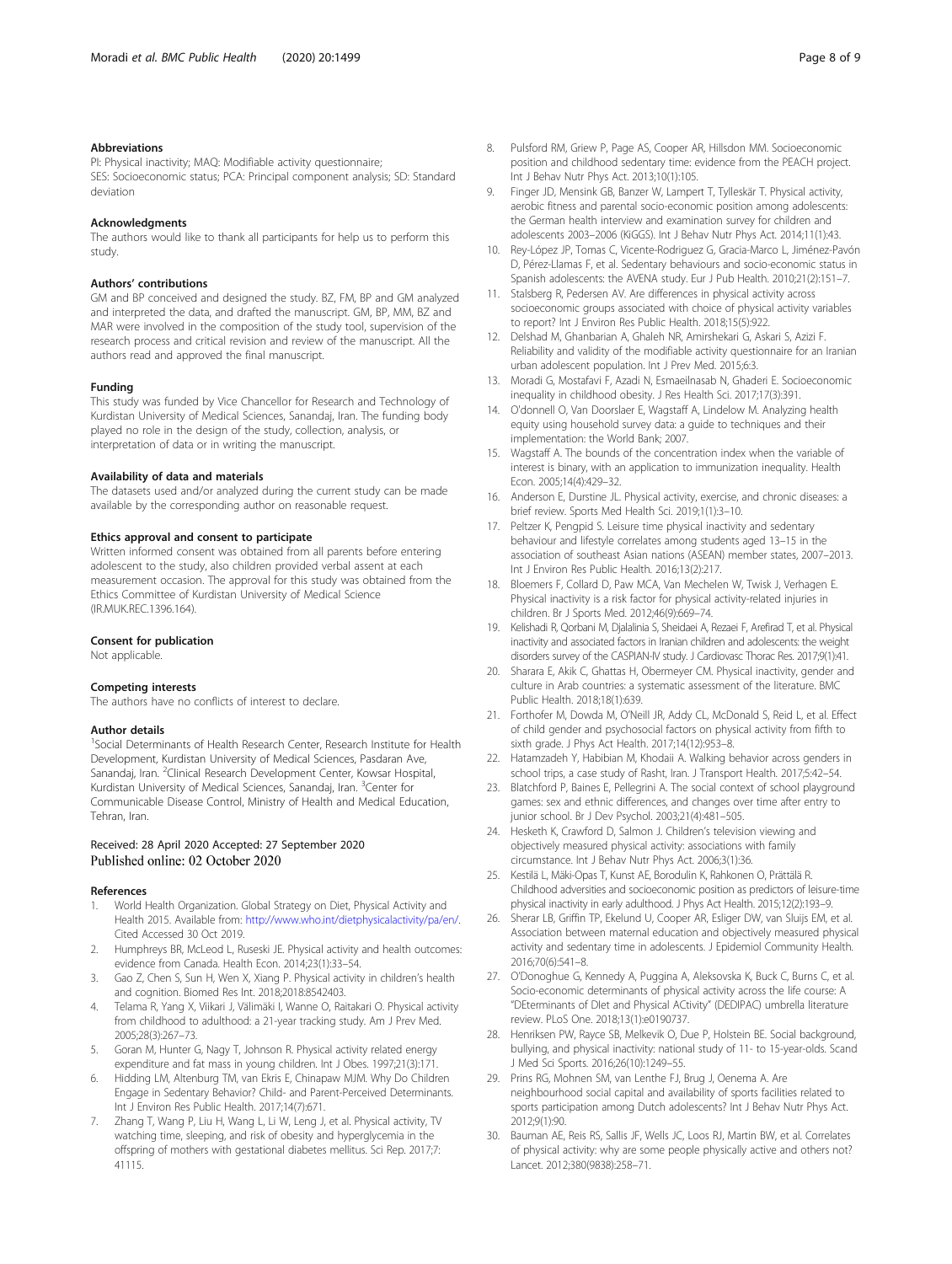## Abbreviations

PI: Physical inactivity; MAQ: Modifiable activity questionnaire; SES: Socioeconomic status; PCA: Principal component analysis; SD: Standard deviation

## Acknowledgments

The authors would like to thank all participants for help us to perform this study.

## Authors' contributions

GM and BP conceived and designed the study. BZ, FM, BP and GM analyzed and interpreted the data, and drafted the manuscript. GM, BP, MM, BZ and MAR were involved in the composition of the study tool, supervision of the research process and critical revision and review of the manuscript. All the authors read and approved the final manuscript.

## Funding

This study was funded by Vice Chancellor for Research and Technology of Kurdistan University of Medical Sciences, Sanandaj, Iran. The funding body played no role in the design of the study, collection, analysis, or interpretation of data or in writing the manuscript.

## Availability of data and materials

The datasets used and/or analyzed during the current study can be made available by the corresponding author on reasonable request.

## Ethics approval and consent to participate

Written informed consent was obtained from all parents before entering adolescent to the study, also children provided verbal assent at each measurement occasion. The approval for this study was obtained from the Ethics Committee of Kurdistan University of Medical Science (IR.MUK.REC.1396.164).

## Consent for publication

Not applicable.

## Competing interests

The authors have no conflicts of interest to declare.

## Author details

[1]Social Determinants of Health Research Center, Research Institute for Health Development, Kurdistan University of Medical Sciences, Pasdaran Ave, Sanandaj, Iran. [2]Clinical Research Development Center, Kowsar Hospital, Kurdistan University of Medical Sciences, Sanandaj, Iran. [3]Center for Communicable Disease Control, Ministry of Health and Medical Education, Tehran, Iran.

Received: 28 April 2020 Accepted: 27 September 2020
Published online: 02 October 2020

## References

1. World Health Organization. Global Strategy on Diet, Physical Activity and Health 2015. Available from: http://www.who.int/dietphysicalactivity/pa/en/. Cited Accessed 30 Oct 2019.
2. Humphreys BR, McLeod L, Ruseski JE. Physical activity and health outcomes: evidence from Canada. Health Econ. 2014;23(1):33–54.
3. Gao Z, Chen S, Sun H, Wen X, Xiang P. Physical activity in children's health and cognition. Biomed Res Int. 2018;2018:8542403.
4. Telama R, Yang X, Viikari J, Välimäki I, Wanne O, Raitakari O. Physical activity from childhood to adulthood: a 21-year tracking study. Am J Prev Med. 2005;28(3):267–73.
5. Goran M, Hunter G, Nagy T, Johnson R. Physical activity related energy expenditure and fat mass in young children. Int J Obes. 1997;21(3):171.
6. Hidding LM, Altenburg TM, van Ekris E, Chinapaw MJM. Why Do Children Engage in Sedentary Behavior? Child- and Parent-Perceived Determinants. Int J Environ Res Public Health. 2017;14(7):671.
7. Zhang T, Wang P, Liu H, Wang L, Li W, Leng J, et al. Physical activity, TV watching time, sleeping, and risk of obesity and hyperglycemia in the offspring of mothers with gestational diabetes mellitus. Sci Rep. 2017;7:41115.
8. Pulsford RM, Griew P, Page AS, Cooper AR, Hillsdon MM. Socioeconomic position and childhood sedentary time: evidence from the PEACH project. Int J Behav Nutr Phys Act. 2013;10(1):105.
9. Finger JD, Mensink GB, Banzer W, Lampert T, Tylleskär T. Physical activity, aerobic fitness and parental socio-economic position among adolescents: the German health interview and examination survey for children and adolescents 2003–2006 (KiGGS). Int J Behav Nutr Phys Act. 2014;11(1):43.
10. Rey-López JP, Tomas C, Vicente-Rodriguez G, Gracia-Marco L, Jiménez-Pavón D, Pérez-Llamas F, et al. Sedentary behaviours and socio-economic status in Spanish adolescents: the AVENA study. Eur J Pub Health. 2010;21(2):151–7.
11. Stalsberg R, Pedersen AV. Are differences in physical activity across socioeconomic groups associated with choice of physical activity variables to report? Int J Environ Res Public Health. 2018;15(5):922.
12. Delshad M, Ghanbarian A, Ghaleh NR, Amirshekari G, Askari S, Azizi F. Reliability and validity of the modifiable activity questionnaire for an Iranian urban adolescent population. Int J Prev Med. 2015;6:3.
13. Moradi G, Mostafavi F, Azadi N, Esmaeilnasab N, Ghaderi E. Socioeconomic inequality in childhood obesity. J Res Health Sci. 2017;17(3):391.
14. O'donnell O, Van Doorslaer E, Wagstaff A, Lindelow M. Analyzing health equity using household survey data: a guide to techniques and their implementation: the World Bank; 2007.
15. Wagstaff A. The bounds of the concentration index when the variable of interest is binary, with an application to immunization inequality. Health Econ. 2005;14(4):429–32.
16. Anderson E, Durstine JL. Physical activity, exercise, and chronic diseases: a brief review. Sports Med Health Sci. 2019;1(1):3–10.
17. Peltzer K, Pengpid S. Leisure time physical inactivity and sedentary behaviour and lifestyle correlates among students aged 13–15 in the association of southeast Asian nations (ASEAN) member states, 2007–2013. Int J Environ Res Public Health. 2016;13(2):217.
18. Bloemers F, Collard D, Paw MCA, Van Mechelen W, Twisk J, Verhagen E. Physical inactivity is a risk factor for physical activity-related injuries in children. Br J Sports Med. 2012;46(9):669–74.
19. Kelishadi R, Qorbani M, Djalalinia S, Sheidaei A, Rezaei F, Arefirad T, et al. Physical inactivity and associated factors in Iranian children and adolescents: the weight disorders survey of the CASPIAN-IV study. J Cardiovasc Thorac Res. 2017;9(1):41.
20. Sharara E, Akik C, Ghattas H, Obermeyer CM. Physical inactivity, gender and culture in Arab countries: a systematic assessment of the literature. BMC Public Health. 2018;18(1):639.
21. Forthofer M, Dowda M, O'Neill JR, Addy CL, McDonald S, Reid L, et al. Effect of child gender and psychosocial factors on physical activity from fifth to sixth grade. J Phys Act Health. 2017;14(12):953–8.
22. Hatamzadeh Y, Habibian M, Khodaii A. Walking behavior across genders in school trips, a case study of Rasht, Iran. J Transport Health. 2017;5:42–54.
23. Blatchford P, Baines E, Pellegrini A. The social context of school playground games: sex and ethnic differences, and changes over time after entry to junior school. Br J Dev Psychol. 2003;21(4):481–505.
24. Hesketh K, Crawford D, Salmon J. Children's television viewing and objectively measured physical activity: associations with family circumstance. Int J Behav Nutr Phys Act. 2006;3(1):36.
25. Kestilä L, Mäki-Opas T, Kunst AE, Borodulin K, Rahkonen O, Prättälä R. Childhood adversities and socioeconomic position as predictors of leisure-time physical inactivity in early adulthood. J Phys Act Health. 2015;12(2):193–9.
26. Sherar LB, Griffin TP, Ekelund U, Cooper AR, Esliger DW, van Sluijs EM, et al. Association between maternal education and objectively measured physical activity and sedentary time in adolescents. J Epidemiol Community Health. 2016;70(6):541–8.
27. O'Donoghue G, Kennedy A, Puggina A, Aleksovska K, Buck C, Burns C, et al. Socio-economic determinants of physical activity across the life course: A "DEterminants of DIet and Physical ACtivity" (DEDIPAC) umbrella literature review. PLoS One. 2018;13(1):e0190737.
28. Henriksen PW, Rayce SB, Melkevik O, Due P, Holstein BE. Social background, bullying, and physical inactivity: national study of 11- to 15-year-olds. Scand J Med Sci Sports. 2016;26(10):1249–55.
29. Prins RG, Mohnen SM, van Lenthe FJ, Brug J, Oenema A. Are neighbourhood social capital and availability of sports facilities related to sports participation among Dutch adolescents? Int J Behav Nutr Phys Act. 2012;9(1):90.
30. Bauman AE, Reis RS, Sallis JF, Wells JC, Loos RJ, Martin BW, et al. Correlates of physical activity: why are some people physically active and others not? Lancet. 2012;380(9838):258–71.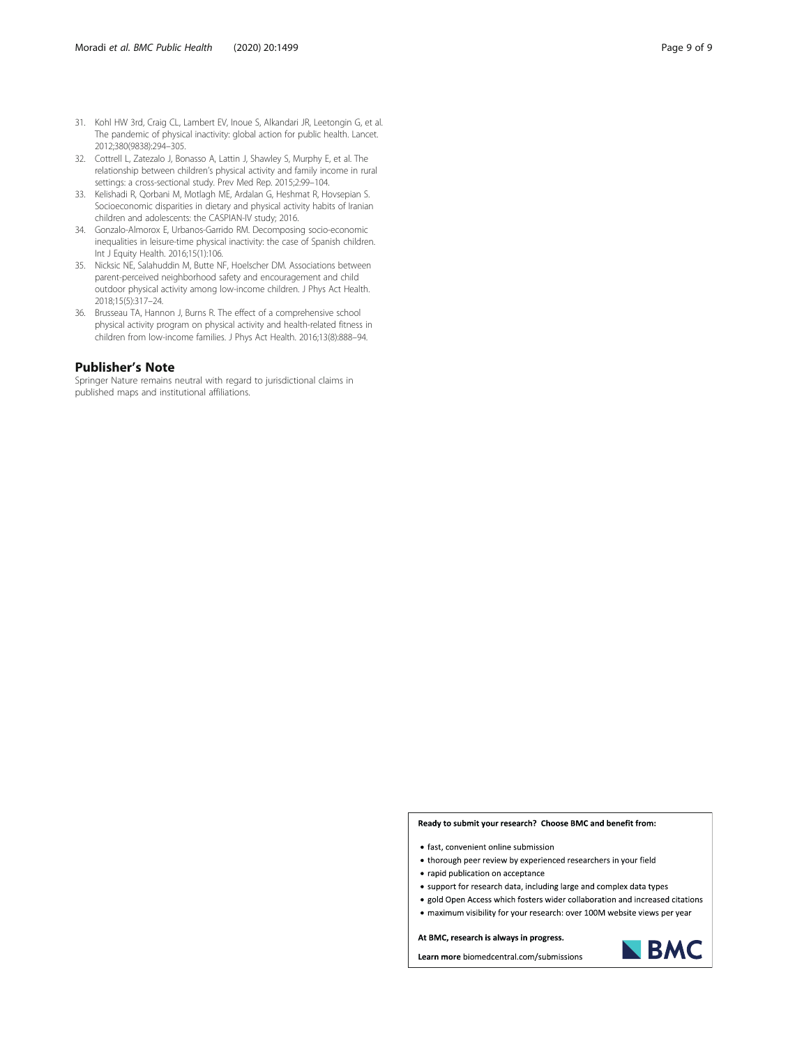31. Kohl HW 3rd, Craig CL, Lambert EV, Inoue S, Alkandari JR, Leetongin G, et al. The pandemic of physical inactivity: global action for public health. Lancet. 2012;380(9838):294–305.
32. Cottrell L, Zatezalo J, Bonasso A, Lattin J, Shawley S, Murphy E, et al. The relationship between children's physical activity and family income in rural settings: a cross-sectional study. Prev Med Rep. 2015;2:99–104.
33. Kelishadi R, Qorbani M, Motlagh ME, Ardalan G, Heshmat R, Hovsepian S. Socioeconomic disparities in dietary and physical activity habits of Iranian children and adolescents: the CASPIAN-IV study; 2016.
34. Gonzalo-Almorox E, Urbanos-Garrido RM. Decomposing socio-economic inequalities in leisure-time physical inactivity: the case of Spanish children. Int J Equity Health. 2016;15(1):106.
35. Nicksic NE, Salahuddin M, Butte NF, Hoelscher DM. Associations between parent-perceived neighborhood safety and encouragement and child outdoor physical activity among low-income children. J Phys Act Health. 2018;15(5):317–24.
36. Brusseau TA, Hannon J, Burns R. The effect of a comprehensive school physical activity program on physical activity and health-related fitness in children from low-income families. J Phys Act Health. 2016;13(8):888–94.

## Publisher's Note

Springer Nature remains neutral with regard to jurisdictional claims in published maps and institutional affiliations.

**Ready to submit your research? Choose BMC and benefit from:**

- fast, convenient online submission
- thorough peer review by experienced researchers in your field
- rapid publication on acceptance
- support for research data, including large and complex data types
- gold Open Access which fosters wider collaboration and increased citations
- maximum visibility for your research: over 100M website views per year

**At BMC, research is always in progress.**

**Learn more** biomedcentral.com/submissions

BMC